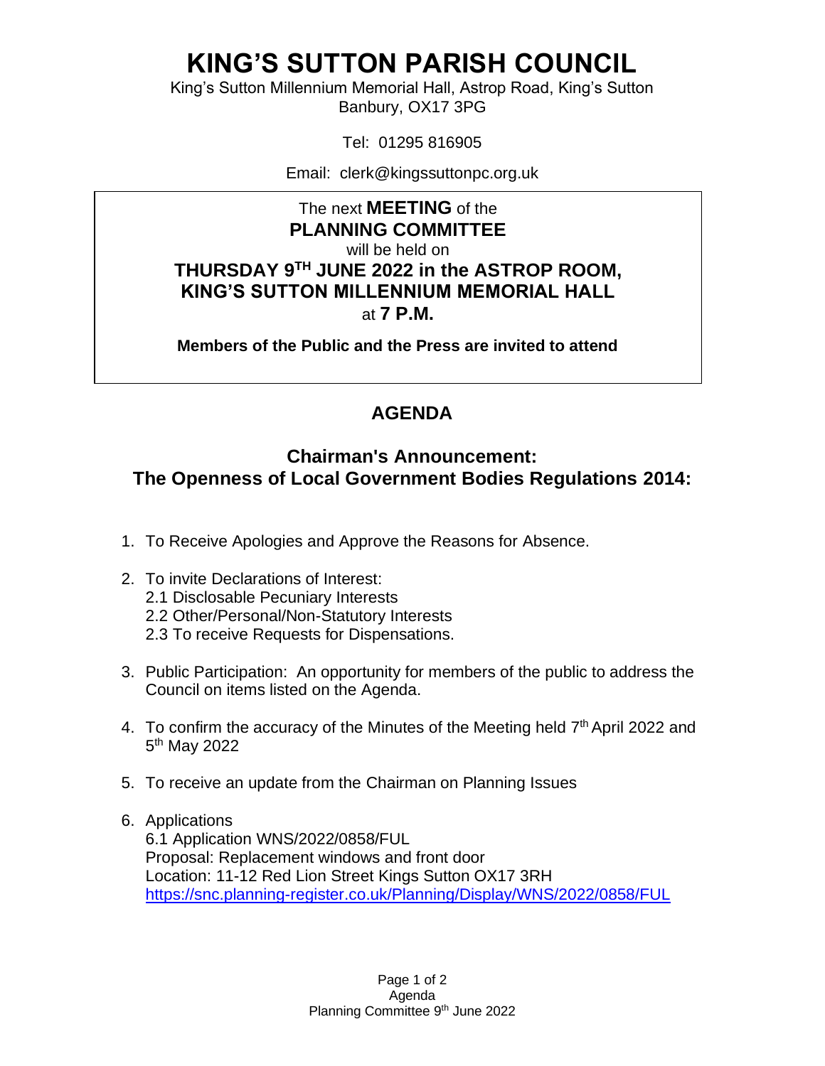# KING'S SUTTON PARISH COUNCIL

King's Sutton Millennium Memorial Hall, Astrop Road, King's Sutton
Banbury, OX17 3PG

Tel: 01295 816905

Email: clerk@kingssuttonpc.org.uk

The next **MEETING** of the
**PLANNING COMMITTEE**
will be held on
**THURSDAY 9TH JUNE 2022 in the ASTROP ROOM, KING'S SUTTON MILLENNIUM MEMORIAL HALL**
at **7 P.M.**

**Members of the Public and the Press are invited to attend**

## AGENDA

## Chairman's Announcement: The Openness of Local Government Bodies Regulations 2014:

1. To Receive Apologies and Approve the Reasons for Absence.
2. To invite Declarations of Interest:
   2.1 Disclosable Pecuniary Interests
   2.2 Other/Personal/Non-Statutory Interests
   2.3 To receive Requests for Dispensations.
3. Public Participation: An opportunity for members of the public to address the Council on items listed on the Agenda.
4. To confirm the accuracy of the Minutes of the Meeting held 7th April 2022 and 5th May 2022
5. To receive an update from the Chairman on Planning Issues
6. Applications
   6.1 Application WNS/2022/0858/FUL
   Proposal: Replacement windows and front door
   Location: 11-12 Red Lion Street Kings Sutton OX17 3RH
   https://snc.planning-register.co.uk/Planning/Display/WNS/2022/0858/FUL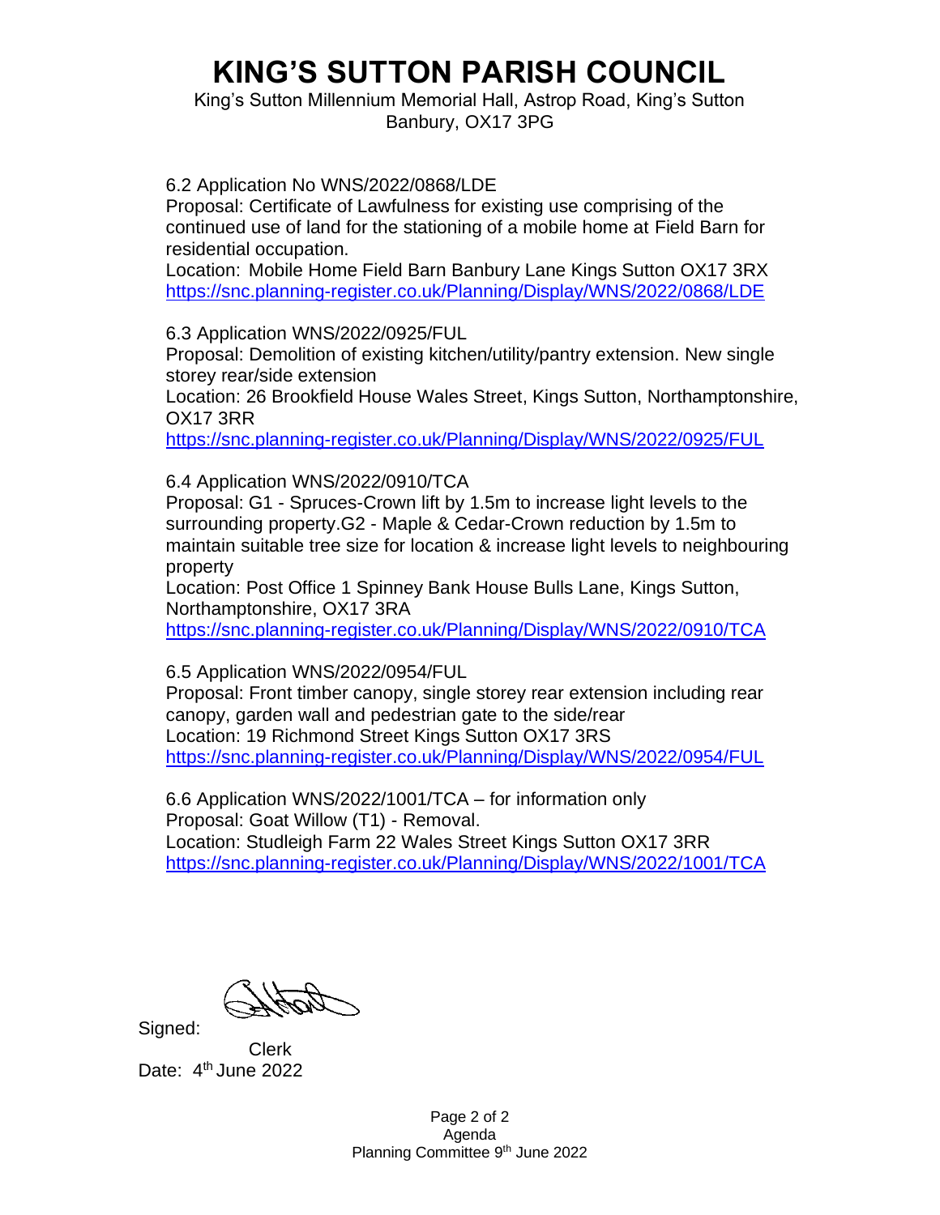# KING'S SUTTON PARISH COUNCIL

King's Sutton Millennium Memorial Hall, Astrop Road, King's Sutton
Banbury, OX17 3PG

6.2 Application No WNS/2022/0868/LDE
Proposal: Certificate of Lawfulness for existing use comprising of the continued use of land for the stationing of a mobile home at Field Barn for residential occupation.
Location: Mobile Home Field Barn Banbury Lane Kings Sutton OX17 3RX
https://snc.planning-register.co.uk/Planning/Display/WNS/2022/0868/LDE

6.3 Application WNS/2022/0925/FUL
Proposal: Demolition of existing kitchen/utility/pantry extension. New single storey rear/side extension
Location: 26 Brookfield House Wales Street, Kings Sutton, Northamptonshire, OX17 3RR
https://snc.planning-register.co.uk/Planning/Display/WNS/2022/0925/FUL

6.4 Application WNS/2022/0910/TCA
Proposal: G1 - Spruces-Crown lift by 1.5m to increase light levels to the surrounding property.G2 - Maple & Cedar-Crown reduction by 1.5m to maintain suitable tree size for location & increase light levels to neighbouring property
Location: Post Office 1 Spinney Bank House Bulls Lane, Kings Sutton, Northamptonshire, OX17 3RA
https://snc.planning-register.co.uk/Planning/Display/WNS/2022/0910/TCA

6.5 Application WNS/2022/0954/FUL
Proposal: Front timber canopy, single storey rear extension including rear canopy, garden wall and pedestrian gate to the side/rear
Location: 19 Richmond Street Kings Sutton OX17 3RS
https://snc.planning-register.co.uk/Planning/Display/WNS/2022/0954/FUL

6.6 Application WNS/2022/1001/TCA – for information only
Proposal: Goat Willow (T1) - Removal.
Location: Studleigh Farm 22 Wales Street Kings Sutton OX17 3RR
https://snc.planning-register.co.uk/Planning/Display/WNS/2022/1001/TCA

Signed:
Clerk
Date: 4th June 2022

Agenda
Planning Committee 9th June 2022